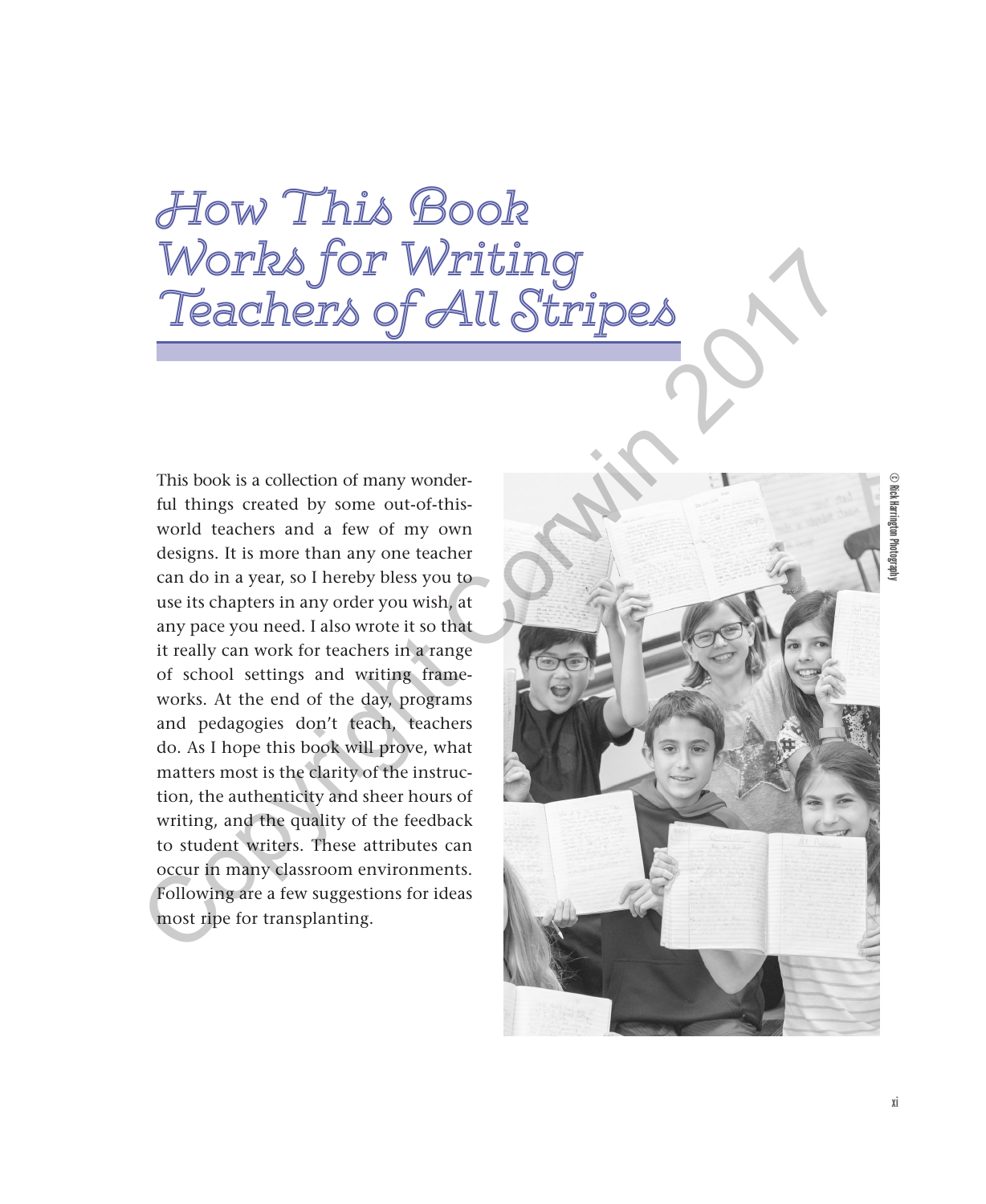# How This Book Works for Writing Teachers of All Stripes

This book is a collection of many wonderful things created by some out-of-this-world teachers and a few of my own designs. It is more than any one teacher can do in a year, so I hereby bless you to use its chapters in any order you wish, at any pace you need. I also wrote it so that it really can work for teachers in a range of school settings and writing frameworks. At the end of the day, programs and pedagogies don't teach, teachers do. As I hope this book will prove, what matters most is the clarity of the instruction, the authenticity and sheer hours of writing, and the quality of the feedback to student writers. These attributes can occur in many classroom environments. Following are a few suggestions for ideas most ripe for transplanting.

© Rick Harrington Photography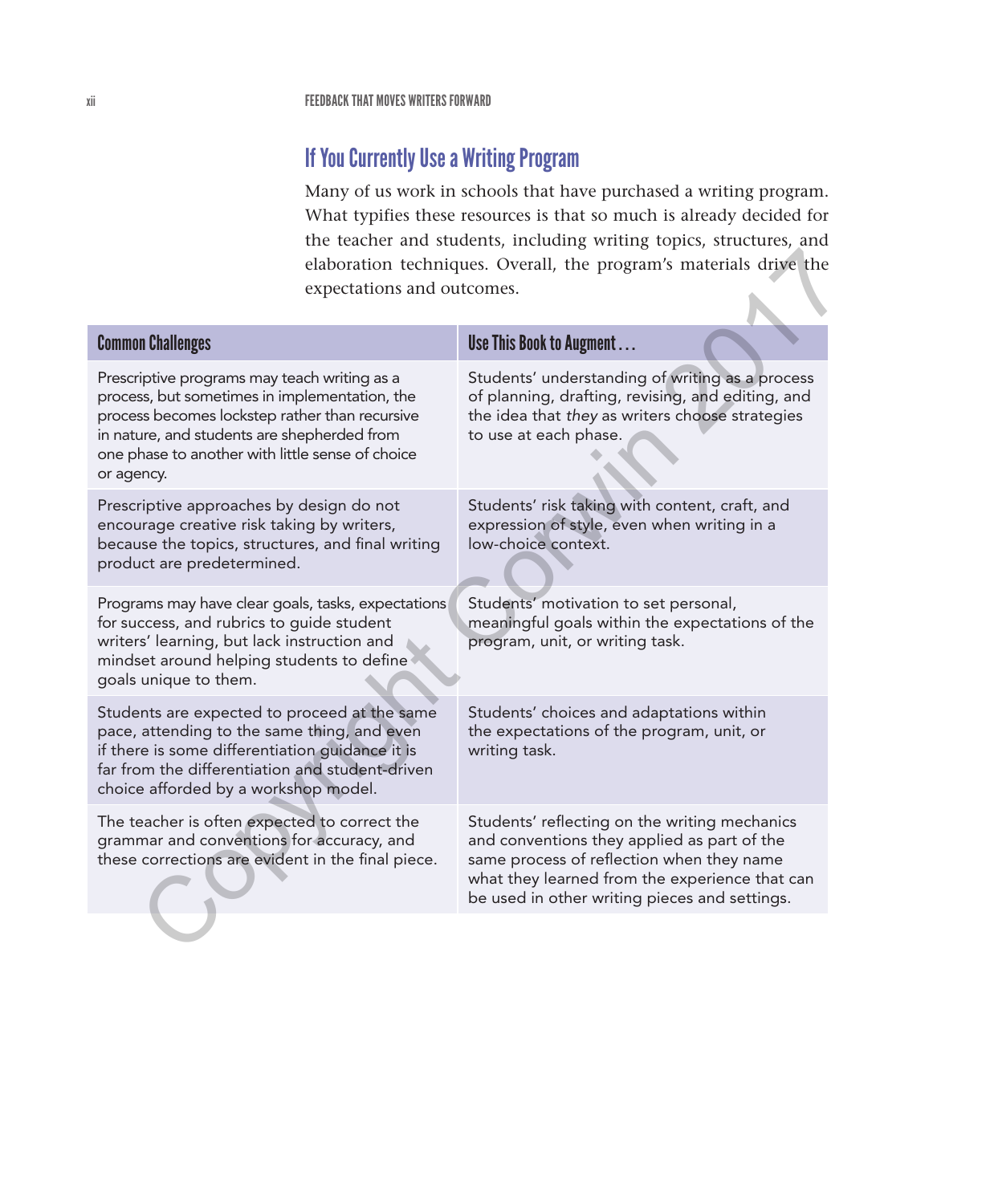## If You Currently Use a Writing Program

Many of us work in schools that have purchased a writing program. What typifies these resources is that so much is already decided for the teacher and students, including writing topics, structures, and elaboration techniques. Overall, the program's materials drive the expectations and outcomes.

| Common Challenges | Use This Book to Augment . . . |
|---|---|
| Prescriptive programs may teach writing as a process, but sometimes in implementation, the process becomes lockstep rather than recursive in nature, and students are shepherded from one phase to another with little sense of choice or agency. | Students' understanding of writing as a process of planning, drafting, revising, and editing, and the idea that *they* as writers choose strategies to use at each phase. |
| Prescriptive approaches by design do not encourage creative risk taking by writers, because the topics, structures, and final writing product are predetermined. | Students' risk taking with content, craft, and expression of style, even when writing in a low-choice context. |
| Programs may have clear goals, tasks, expectations for success, and rubrics to guide student writers' learning, but lack instruction and mindset around helping students to define goals unique to them. | Students' motivation to set personal, meaningful goals within the expectations of the program, unit, or writing task. |
| Students are expected to proceed at the same pace, attending to the same thing, and even if there is some differentiation guidance it is far from the differentiation and student-driven choice afforded by a workshop model. | Students' choices and adaptations within the expectations of the program, unit, or writing task. |
| The teacher is often expected to correct the grammar and conventions for accuracy, and these corrections are evident in the final piece. | Students' reflecting on the writing mechanics and conventions they applied as part of the same process of reflection when they name what they learned from the experience that can be used in other writing pieces and settings. |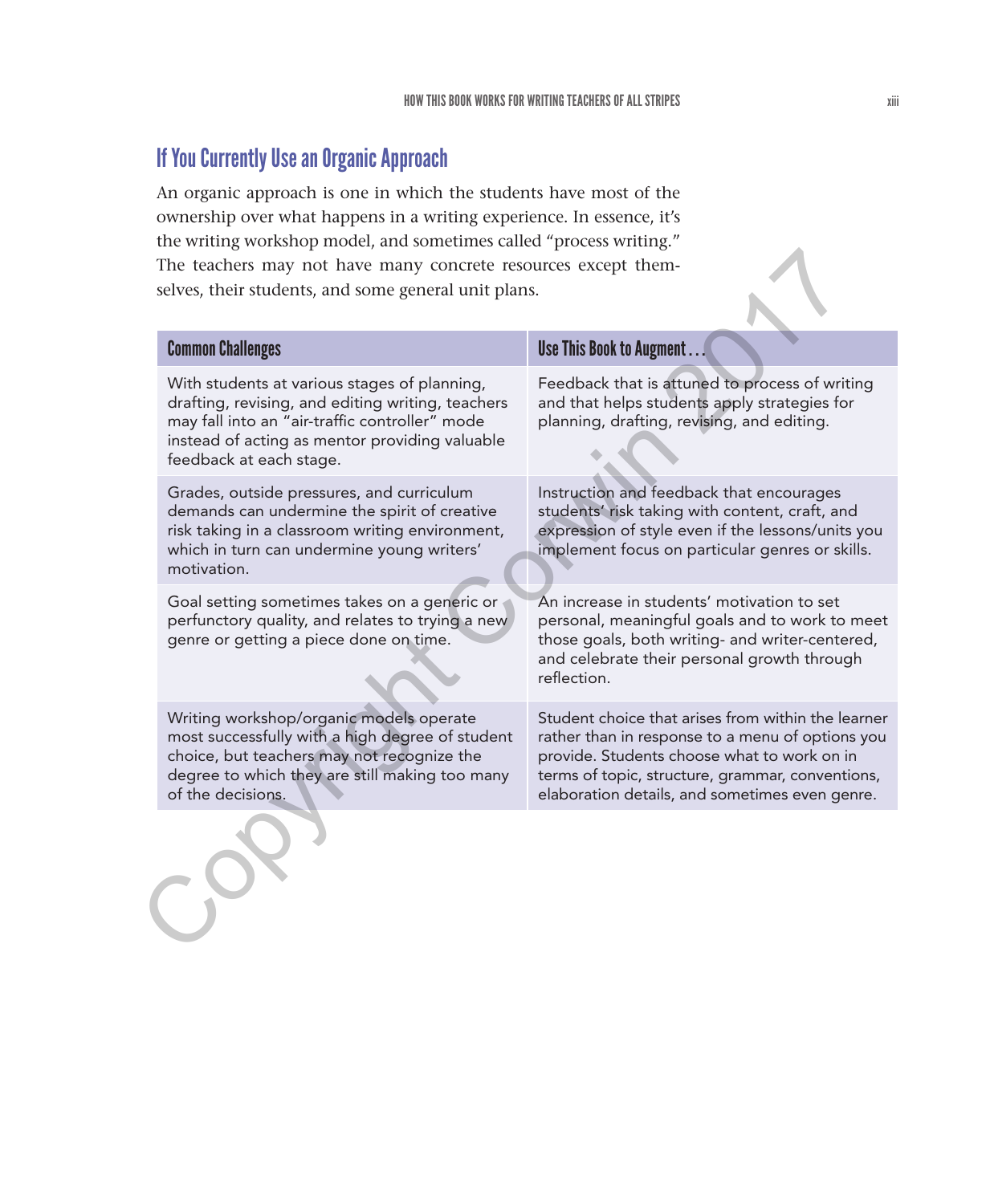## If You Currently Use an Organic Approach

An organic approach is one in which the students have most of the ownership over what happens in a writing experience. In essence, it's the writing workshop model, and sometimes called "process writing." The teachers may not have many concrete resources except themselves, their students, and some general unit plans.

| Common Challenges | Use This Book to Augment . . . |
|---|---|
| With students at various stages of planning, drafting, revising, and editing writing, teachers may fall into an "air-traffic controller" mode instead of acting as mentor providing valuable feedback at each stage. | Feedback that is attuned to process of writing and that helps students apply strategies for planning, drafting, revising, and editing. |
| Grades, outside pressures, and curriculum demands can undermine the spirit of creative risk taking in a classroom writing environment, which in turn can undermine young writers' motivation. | Instruction and feedback that encourages students' risk taking with content, craft, and expression of style even if the lessons/units you implement focus on particular genres or skills. |
| Goal setting sometimes takes on a generic or perfunctory quality, and relates to trying a new genre or getting a piece done on time. | An increase in students' motivation to set personal, meaningful goals and to work to meet those goals, both writing- and writer-centered, and celebrate their personal growth through reflection. |
| Writing workshop/organic models operate most successfully with a high degree of student choice, but teachers may not recognize the degree to which they are still making too many of the decisions. | Student choice that arises from within the learner rather than in response to a menu of options you provide. Students choose what to work on in terms of topic, structure, grammar, conventions, elaboration details, and sometimes even genre. |